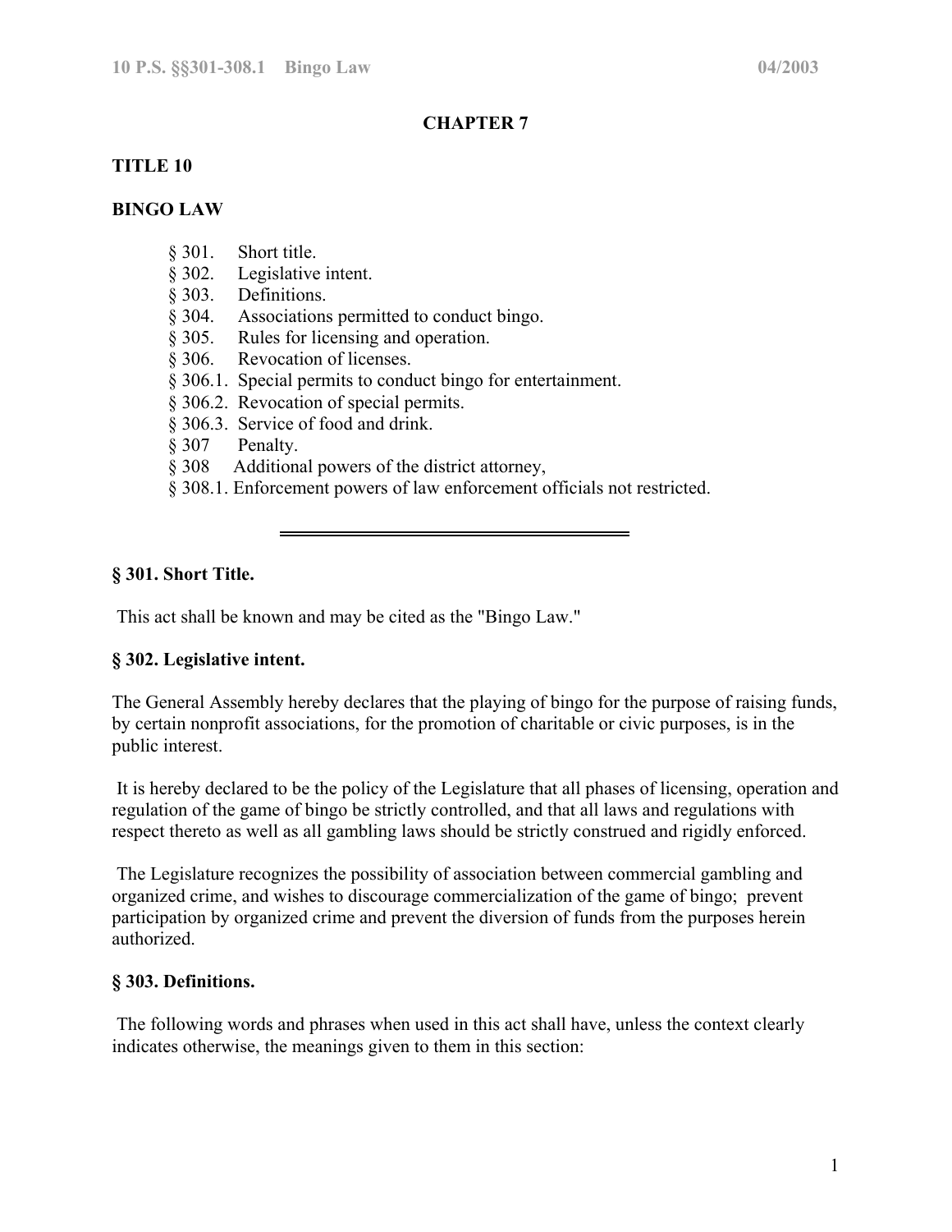# CHAPTER 7

## TITLE 10

## BINGO LAW

- § 301. Short title.
- § 302. Legislative intent.
- § 303. Definitions.
- § 304. Associations permitted to conduct bingo.
- § 305. Rules for licensing and operation.
- § 306. Revocation of licenses.
- § 306.1. Special permits to conduct bingo for entertainment.
- § 306.2. Revocation of special permits.
- § 306.3. Service of food and drink.
- § 307 Penalty.
- § 308 Additional powers of the district attorney,
- § 308.1. Enforcement powers of law enforcement officials not restricted.

---

### § 301. Short Title.

This act shall be known and may be cited as the "Bingo Law."

### § 302. Legislative intent.

The General Assembly hereby declares that the playing of bingo for the purpose of raising funds, by certain nonprofit associations, for the promotion of charitable or civic purposes, is in the public interest.

It is hereby declared to be the policy of the Legislature that all phases of licensing, operation and regulation of the game of bingo be strictly controlled, and that all laws and regulations with respect thereto as well as all gambling laws should be strictly construed and rigidly enforced.

The Legislature recognizes the possibility of association between commercial gambling and organized crime, and wishes to discourage commercialization of the game of bingo; prevent participation by organized crime and prevent the diversion of funds from the purposes herein authorized.

### § 303. Definitions.

The following words and phrases when used in this act shall have, unless the context clearly indicates otherwise, the meanings given to them in this section: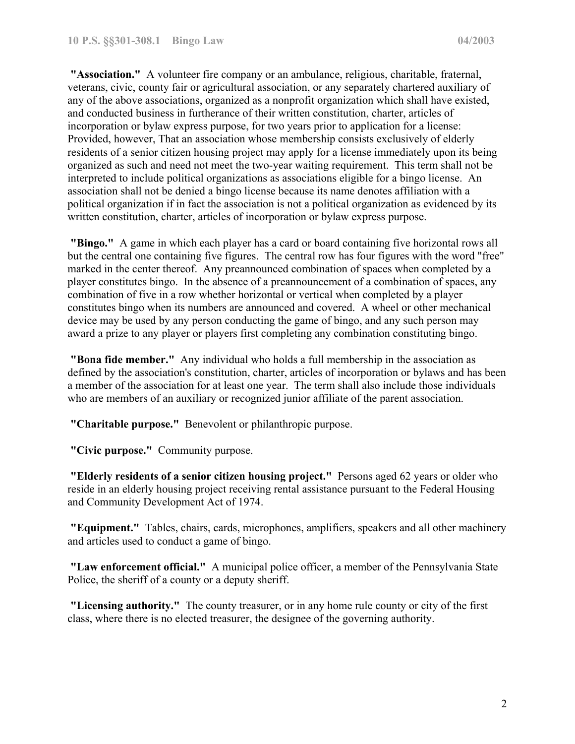**"Association."** A volunteer fire company or an ambulance, religious, charitable, fraternal, veterans, civic, county fair or agricultural association, or any separately chartered auxiliary of any of the above associations, organized as a nonprofit organization which shall have existed, and conducted business in furtherance of their written constitution, charter, articles of incorporation or bylaw express purpose, for two years prior to application for a license: Provided, however, That an association whose membership consists exclusively of elderly residents of a senior citizen housing project may apply for a license immediately upon its being organized as such and need not meet the two-year waiting requirement. This term shall not be interpreted to include political organizations as associations eligible for a bingo license. An association shall not be denied a bingo license because its name denotes affiliation with a political organization if in fact the association is not a political organization as evidenced by its written constitution, charter, articles of incorporation or bylaw express purpose.

**"Bingo."** A game in which each player has a card or board containing five horizontal rows all but the central one containing five figures. The central row has four figures with the word "free" marked in the center thereof. Any preannounced combination of spaces when completed by a player constitutes bingo. In the absence of a preannouncement of a combination of spaces, any combination of five in a row whether horizontal or vertical when completed by a player constitutes bingo when its numbers are announced and covered. A wheel or other mechanical device may be used by any person conducting the game of bingo, and any such person may award a prize to any player or players first completing any combination constituting bingo.

**"Bona fide member."** Any individual who holds a full membership in the association as defined by the association's constitution, charter, articles of incorporation or bylaws and has been a member of the association for at least one year. The term shall also include those individuals who are members of an auxiliary or recognized junior affiliate of the parent association.

**"Charitable purpose."** Benevolent or philanthropic purpose.

**"Civic purpose."** Community purpose.

**"Elderly residents of a senior citizen housing project."** Persons aged 62 years or older who reside in an elderly housing project receiving rental assistance pursuant to the Federal Housing and Community Development Act of 1974.

**"Equipment."** Tables, chairs, cards, microphones, amplifiers, speakers and all other machinery and articles used to conduct a game of bingo.

**"Law enforcement official."** A municipal police officer, a member of the Pennsylvania State Police, the sheriff of a county or a deputy sheriff.

**"Licensing authority."** The county treasurer, or in any home rule county or city of the first class, where there is no elected treasurer, the designee of the governing authority.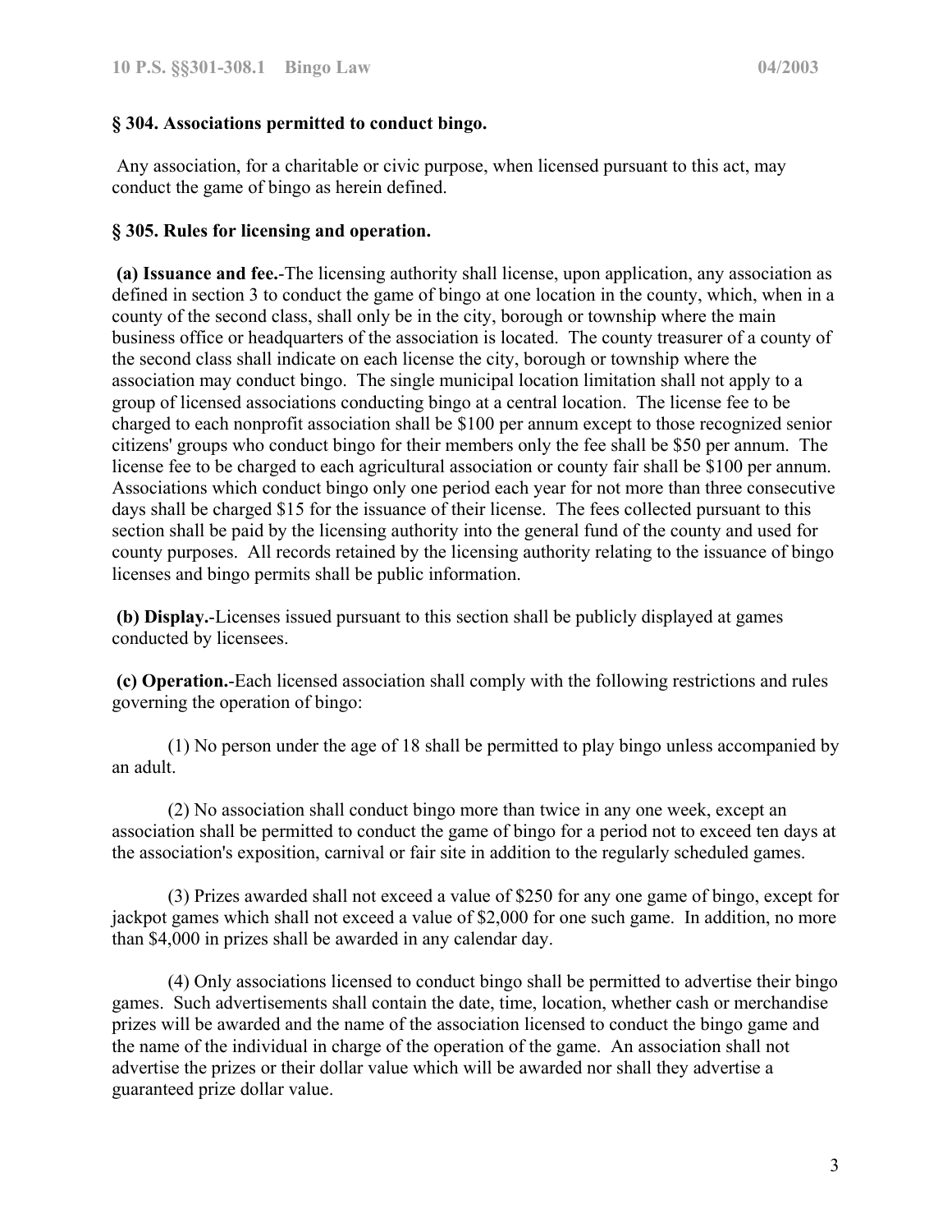### § 304. Associations permitted to conduct bingo.

Any association, for a charitable or civic purpose, when licensed pursuant to this act, may conduct the game of bingo as herein defined.

### § 305. Rules for licensing and operation.

**(a) Issuance and fee.**-The licensing authority shall license, upon application, any association as defined in section 3 to conduct the game of bingo at one location in the county, which, when in a county of the second class, shall only be in the city, borough or township where the main business office or headquarters of the association is located. The county treasurer of a county of the second class shall indicate on each license the city, borough or township where the association may conduct bingo. The single municipal location limitation shall not apply to a group of licensed associations conducting bingo at a central location. The license fee to be charged to each nonprofit association shall be $100 per annum except to those recognized senior citizens' groups who conduct bingo for their members only the fee shall be $50 per annum. The license fee to be charged to each agricultural association or county fair shall be $100 per annum. Associations which conduct bingo only one period each year for not more than three consecutive days shall be charged $15 for the issuance of their license. The fees collected pursuant to this section shall be paid by the licensing authority into the general fund of the county and used for county purposes. All records retained by the licensing authority relating to the issuance of bingo licenses and bingo permits shall be public information.

**(b) Display.**-Licenses issued pursuant to this section shall be publicly displayed at games conducted by licensees.

**(c) Operation.**-Each licensed association shall comply with the following restrictions and rules governing the operation of bingo:

(1) No person under the age of 18 shall be permitted to play bingo unless accompanied by an adult.

(2) No association shall conduct bingo more than twice in any one week, except an association shall be permitted to conduct the game of bingo for a period not to exceed ten days at the association's exposition, carnival or fair site in addition to the regularly scheduled games.

(3) Prizes awarded shall not exceed a value of $250 for any one game of bingo, except for jackpot games which shall not exceed a value of $2,000 for one such game. In addition, no more than $4,000 in prizes shall be awarded in any calendar day.

(4) Only associations licensed to conduct bingo shall be permitted to advertise their bingo games. Such advertisements shall contain the date, time, location, whether cash or merchandise prizes will be awarded and the name of the association licensed to conduct the bingo game and the name of the individual in charge of the operation of the game. An association shall not advertise the prizes or their dollar value which will be awarded nor shall they advertise a guaranteed prize dollar value.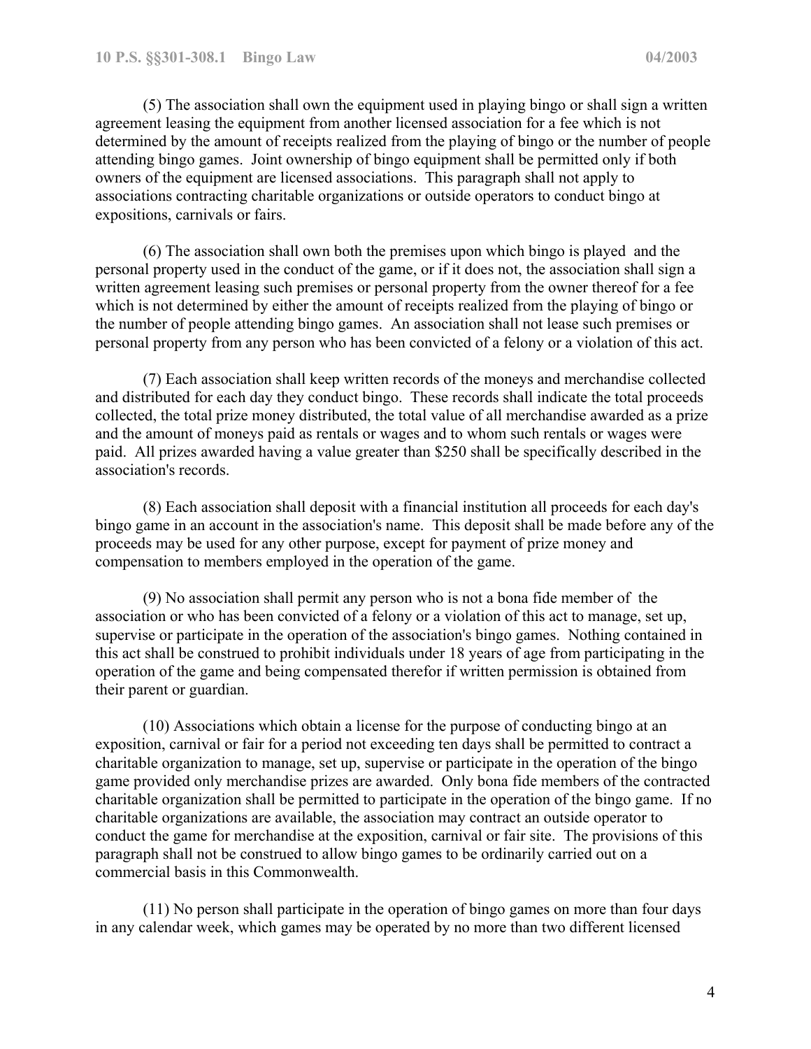(5) The association shall own the equipment used in playing bingo or shall sign a written agreement leasing the equipment from another licensed association for a fee which is not determined by the amount of receipts realized from the playing of bingo or the number of people attending bingo games. Joint ownership of bingo equipment shall be permitted only if both owners of the equipment are licensed associations. This paragraph shall not apply to associations contracting charitable organizations or outside operators to conduct bingo at expositions, carnivals or fairs.

(6) The association shall own both the premises upon which bingo is played and the personal property used in the conduct of the game, or if it does not, the association shall sign a written agreement leasing such premises or personal property from the owner thereof for a fee which is not determined by either the amount of receipts realized from the playing of bingo or the number of people attending bingo games. An association shall not lease such premises or personal property from any person who has been convicted of a felony or a violation of this act.

(7) Each association shall keep written records of the moneys and merchandise collected and distributed for each day they conduct bingo. These records shall indicate the total proceeds collected, the total prize money distributed, the total value of all merchandise awarded as a prize and the amount of moneys paid as rentals or wages and to whom such rentals or wages were paid. All prizes awarded having a value greater than $250 shall be specifically described in the association's records.

(8) Each association shall deposit with a financial institution all proceeds for each day's bingo game in an account in the association's name. This deposit shall be made before any of the proceeds may be used for any other purpose, except for payment of prize money and compensation to members employed in the operation of the game.

(9) No association shall permit any person who is not a bona fide member of the association or who has been convicted of a felony or a violation of this act to manage, set up, supervise or participate in the operation of the association's bingo games. Nothing contained in this act shall be construed to prohibit individuals under 18 years of age from participating in the operation of the game and being compensated therefor if written permission is obtained from their parent or guardian.

(10) Associations which obtain a license for the purpose of conducting bingo at an exposition, carnival or fair for a period not exceeding ten days shall be permitted to contract a charitable organization to manage, set up, supervise or participate in the operation of the bingo game provided only merchandise prizes are awarded. Only bona fide members of the contracted charitable organization shall be permitted to participate in the operation of the bingo game. If no charitable organizations are available, the association may contract an outside operator to conduct the game for merchandise at the exposition, carnival or fair site. The provisions of this paragraph shall not be construed to allow bingo games to be ordinarily carried out on a commercial basis in this Commonwealth.

(11) No person shall participate in the operation of bingo games on more than four days in any calendar week, which games may be operated by no more than two different licensed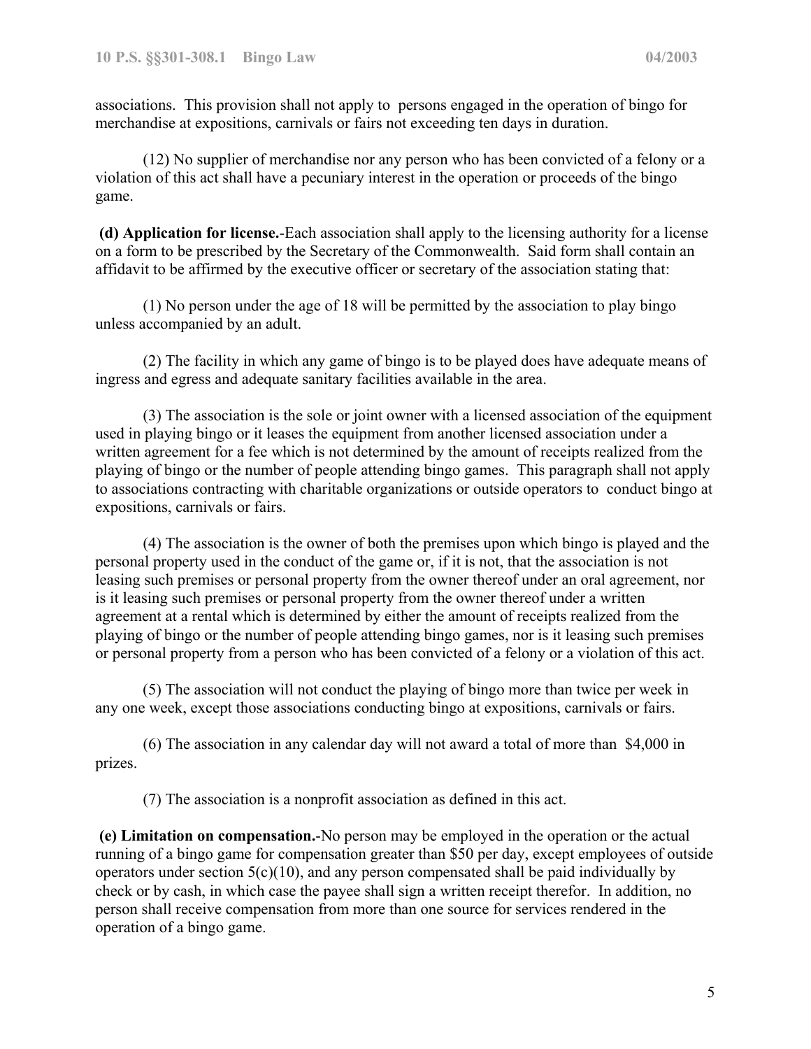associations. This provision shall not apply to persons engaged in the operation of bingo for merchandise at expositions, carnivals or fairs not exceeding ten days in duration.

(12) No supplier of merchandise nor any person who has been convicted of a felony or a violation of this act shall have a pecuniary interest in the operation or proceeds of the bingo game.

**(d) Application for license.**-Each association shall apply to the licensing authority for a license on a form to be prescribed by the Secretary of the Commonwealth. Said form shall contain an affidavit to be affirmed by the executive officer or secretary of the association stating that:

(1) No person under the age of 18 will be permitted by the association to play bingo unless accompanied by an adult.

(2) The facility in which any game of bingo is to be played does have adequate means of ingress and egress and adequate sanitary facilities available in the area.

(3) The association is the sole or joint owner with a licensed association of the equipment used in playing bingo or it leases the equipment from another licensed association under a written agreement for a fee which is not determined by the amount of receipts realized from the playing of bingo or the number of people attending bingo games. This paragraph shall not apply to associations contracting with charitable organizations or outside operators to conduct bingo at expositions, carnivals or fairs.

(4) The association is the owner of both the premises upon which bingo is played and the personal property used in the conduct of the game or, if it is not, that the association is not leasing such premises or personal property from the owner thereof under an oral agreement, nor is it leasing such premises or personal property from the owner thereof under a written agreement at a rental which is determined by either the amount of receipts realized from the playing of bingo or the number of people attending bingo games, nor is it leasing such premises or personal property from a person who has been convicted of a felony or a violation of this act.

(5) The association will not conduct the playing of bingo more than twice per week in any one week, except those associations conducting bingo at expositions, carnivals or fairs.

(6) The association in any calendar day will not award a total of more than $4,000 in prizes.

(7) The association is a nonprofit association as defined in this act.

**(e) Limitation on compensation.**-No person may be employed in the operation or the actual running of a bingo game for compensation greater than $50 per day, except employees of outside operators under section 5(c)(10), and any person compensated shall be paid individually by check or by cash, in which case the payee shall sign a written receipt therefor. In addition, no person shall receive compensation from more than one source for services rendered in the operation of a bingo game.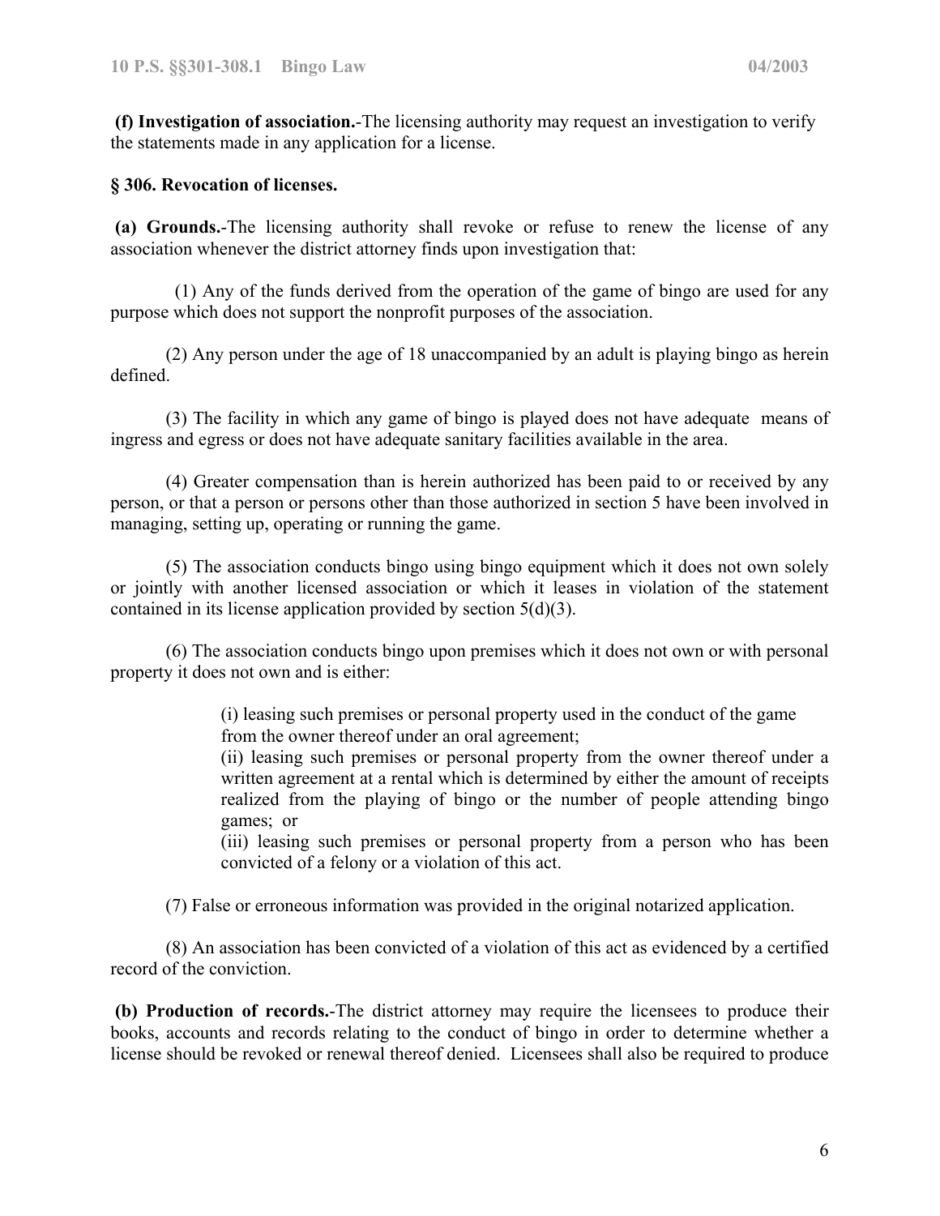**(f) Investigation of association.**-The licensing authority may request an investigation to verify the statements made in any application for a license.

### § 306. Revocation of licenses.

**(a) Grounds.**-The licensing authority shall revoke or refuse to renew the license of any association whenever the district attorney finds upon investigation that:

(1) Any of the funds derived from the operation of the game of bingo are used for any purpose which does not support the nonprofit purposes of the association.

(2) Any person under the age of 18 unaccompanied by an adult is playing bingo as herein defined.

(3) The facility in which any game of bingo is played does not have adequate means of ingress and egress or does not have adequate sanitary facilities available in the area.

(4) Greater compensation than is herein authorized has been paid to or received by any person, or that a person or persons other than those authorized in section 5 have been involved in managing, setting up, operating or running the game.

(5) The association conducts bingo using bingo equipment which it does not own solely or jointly with another licensed association or which it leases in violation of the statement contained in its license application provided by section 5(d)(3).

(6) The association conducts bingo upon premises which it does not own or with personal property it does not own and is either:

> (i) leasing such premises or personal property used in the conduct of the game from the owner thereof under an oral agreement;
>
> (ii) leasing such premises or personal property from the owner thereof under a written agreement at a rental which is determined by either the amount of receipts realized from the playing of bingo or the number of people attending bingo games; or
>
> (iii) leasing such premises or personal property from a person who has been convicted of a felony or a violation of this act.

(7) False or erroneous information was provided in the original notarized application.

(8) An association has been convicted of a violation of this act as evidenced by a certified record of the conviction.

**(b) Production of records.**-The district attorney may require the licensees to produce their books, accounts and records relating to the conduct of bingo in order to determine whether a license should be revoked or renewal thereof denied. Licensees shall also be required to produce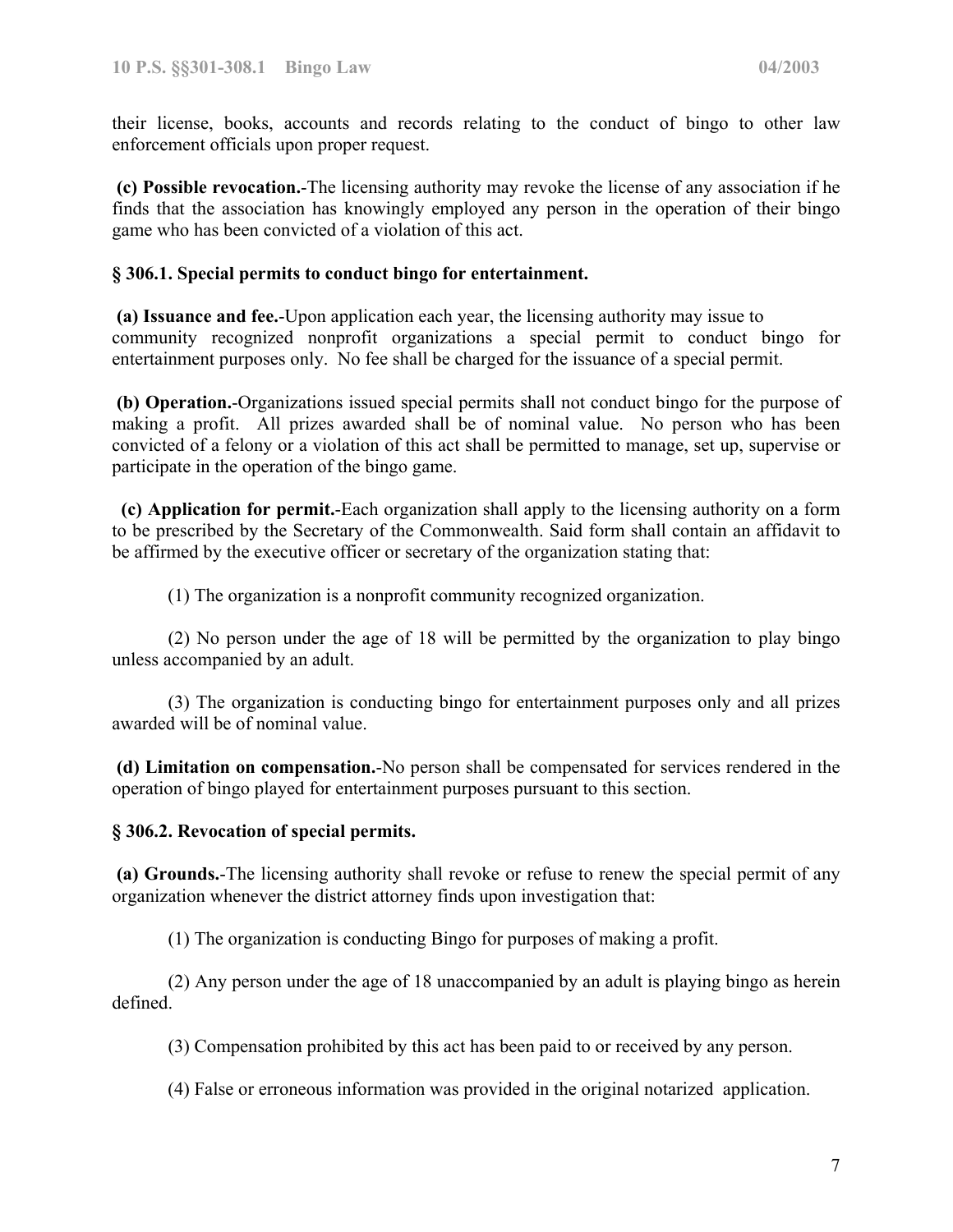their license, books, accounts and records relating to the conduct of bingo to other law enforcement officials upon proper request.

**(c) Possible revocation.**-The licensing authority may revoke the license of any association if he finds that the association has knowingly employed any person in the operation of their bingo game who has been convicted of a violation of this act.

### § 306.1. Special permits to conduct bingo for entertainment.

**(a) Issuance and fee.**-Upon application each year, the licensing authority may issue to community recognized nonprofit organizations a special permit to conduct bingo for entertainment purposes only. No fee shall be charged for the issuance of a special permit.

**(b) Operation.**-Organizations issued special permits shall not conduct bingo for the purpose of making a profit. All prizes awarded shall be of nominal value. No person who has been convicted of a felony or a violation of this act shall be permitted to manage, set up, supervise or participate in the operation of the bingo game.

**(c) Application for permit.**-Each organization shall apply to the licensing authority on a form to be prescribed by the Secretary of the Commonwealth. Said form shall contain an affidavit to be affirmed by the executive officer or secretary of the organization stating that:

(1) The organization is a nonprofit community recognized organization.

(2) No person under the age of 18 will be permitted by the organization to play bingo unless accompanied by an adult.

(3) The organization is conducting bingo for entertainment purposes only and all prizes awarded will be of nominal value.

**(d) Limitation on compensation.**-No person shall be compensated for services rendered in the operation of bingo played for entertainment purposes pursuant to this section.

### § 306.2. Revocation of special permits.

**(a) Grounds.**-The licensing authority shall revoke or refuse to renew the special permit of any organization whenever the district attorney finds upon investigation that:

(1) The organization is conducting Bingo for purposes of making a profit.

(2) Any person under the age of 18 unaccompanied by an adult is playing bingo as herein defined.

(3) Compensation prohibited by this act has been paid to or received by any person.

(4) False or erroneous information was provided in the original notarized application.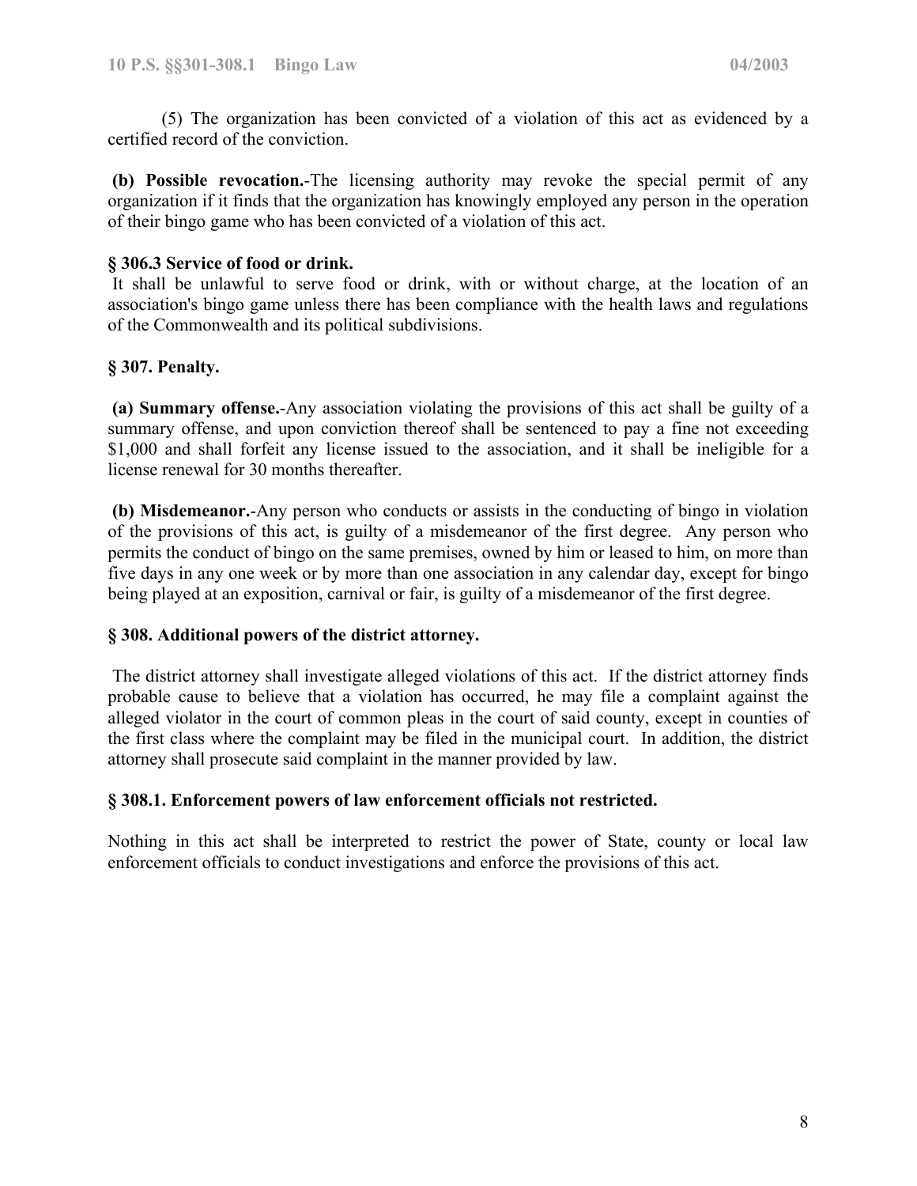(5) The organization has been convicted of a violation of this act as evidenced by a certified record of the conviction.

**(b) Possible revocation.**-The licensing authority may revoke the special permit of any organization if it finds that the organization has knowingly employed any person in the operation of their bingo game who has been convicted of a violation of this act.

### § 306.3 Service of food or drink.

It shall be unlawful to serve food or drink, with or without charge, at the location of an association's bingo game unless there has been compliance with the health laws and regulations of the Commonwealth and its political subdivisions.

### § 307. Penalty.

**(a) Summary offense.**-Any association violating the provisions of this act shall be guilty of a summary offense, and upon conviction thereof shall be sentenced to pay a fine not exceeding $1,000 and shall forfeit any license issued to the association, and it shall be ineligible for a license renewal for 30 months thereafter.

**(b) Misdemeanor.**-Any person who conducts or assists in the conducting of bingo in violation of the provisions of this act, is guilty of a misdemeanor of the first degree. Any person who permits the conduct of bingo on the same premises, owned by him or leased to him, on more than five days in any one week or by more than one association in any calendar day, except for bingo being played at an exposition, carnival or fair, is guilty of a misdemeanor of the first degree.

### § 308. Additional powers of the district attorney.

The district attorney shall investigate alleged violations of this act. If the district attorney finds probable cause to believe that a violation has occurred, he may file a complaint against the alleged violator in the court of common pleas in the court of said county, except in counties of the first class where the complaint may be filed in the municipal court. In addition, the district attorney shall prosecute said complaint in the manner provided by law.

### § 308.1. Enforcement powers of law enforcement officials not restricted.

Nothing in this act shall be interpreted to restrict the power of State, county or local law enforcement officials to conduct investigations and enforce the provisions of this act.